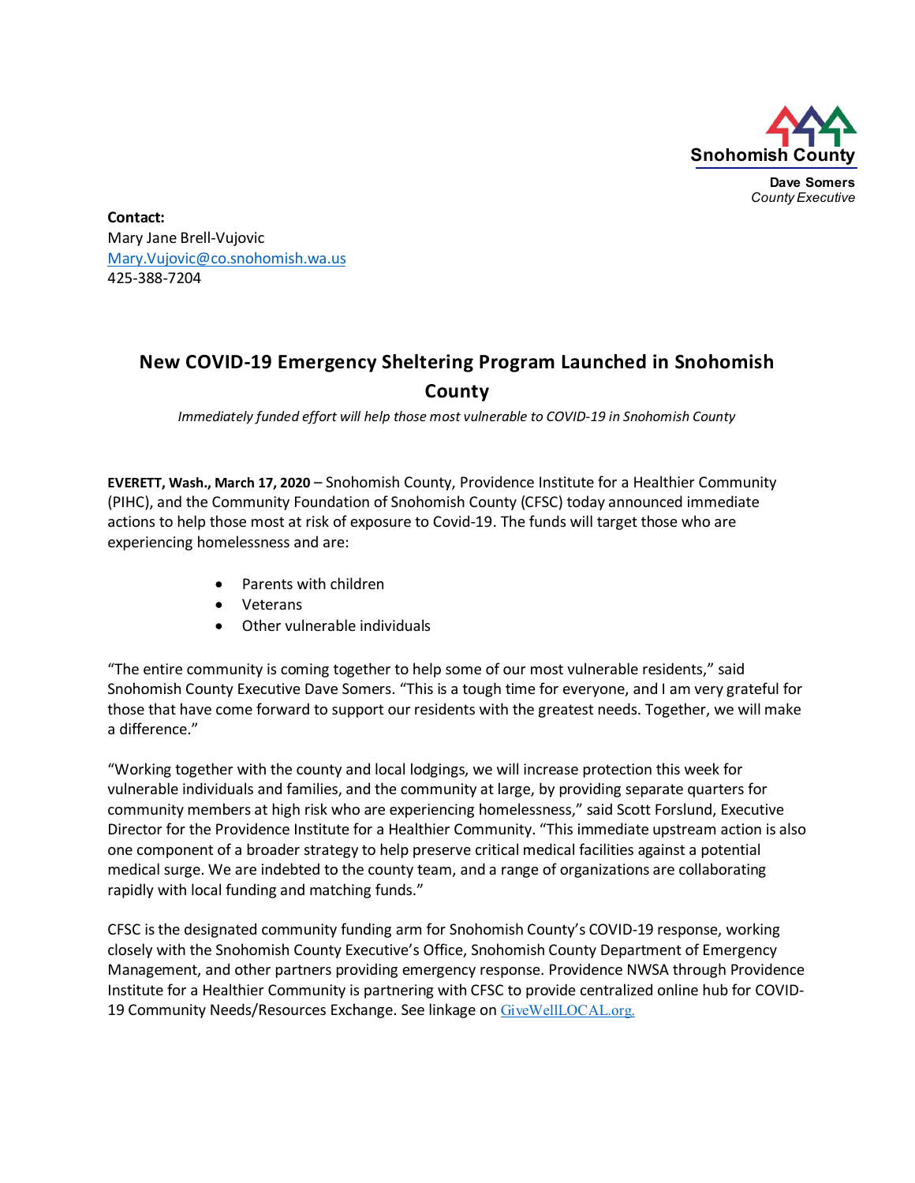Snohomish County

**Dave Somers**
*County Executive*

**Contact:**
Mary Jane Brell-Vujovic
Mary.Vujovic@co.snohomish.wa.us
425-388-7204

# New COVID-19 Emergency Sheltering Program Launched in Snohomish County

*Immediately funded effort will help those most vulnerable to COVID-19 in Snohomish County*

**EVERETT, Wash., March 17, 2020** – Snohomish County, Providence Institute for a Healthier Community (PIHC), and the Community Foundation of Snohomish County (CFSC) today announced immediate actions to help those most at risk of exposure to Covid-19. The funds will target those who are experiencing homelessness and are:

- Parents with children
- Veterans
- Other vulnerable individuals

"The entire community is coming together to help some of our most vulnerable residents," said Snohomish County Executive Dave Somers. "This is a tough time for everyone, and I am very grateful for those that have come forward to support our residents with the greatest needs. Together, we will make a difference."

"Working together with the county and local lodgings, we will increase protection this week for vulnerable individuals and families, and the community at large, by providing separate quarters for community members at high risk who are experiencing homelessness," said Scott Forslund, Executive Director for the Providence Institute for a Healthier Community. "This immediate upstream action is also one component of a broader strategy to help preserve critical medical facilities against a potential medical surge. We are indebted to the county team, and a range of organizations are collaborating rapidly with local funding and matching funds."

CFSC is the designated community funding arm for Snohomish County's COVID-19 response, working closely with the Snohomish County Executive's Office, Snohomish County Department of Emergency Management, and other partners providing emergency response. Providence NWSA through Providence Institute for a Healthier Community is partnering with CFSC to provide centralized online hub for COVID-19 Community Needs/Resources Exchange. See linkage on GiveWellLOCAL.org.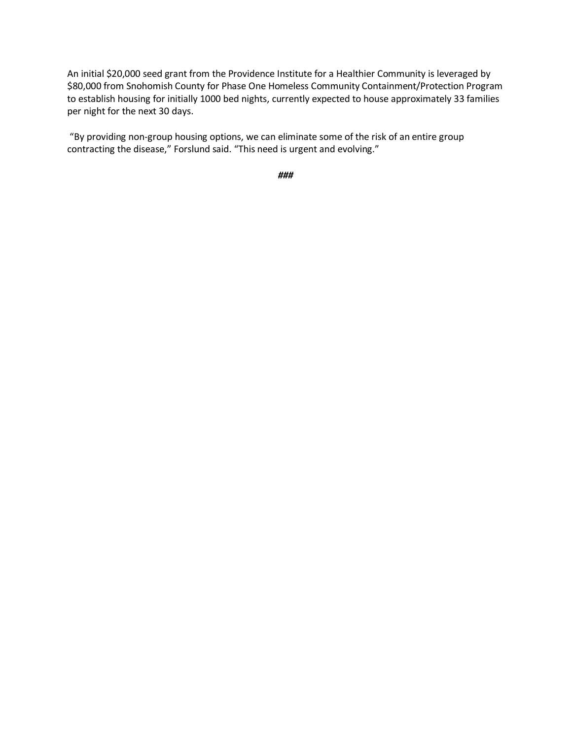An initial $20,000 seed grant from the Providence Institute for a Healthier Community is leveraged by $80,000 from Snohomish County for Phase One Homeless Community Containment/Protection Program to establish housing for initially 1000 bed nights, currently expected to house approximately 33 families per night for the next 30 days.

"By providing non-group housing options, we can eliminate some of the risk of an entire group contracting the disease," Forslund said. "This need is urgent and evolving."

***###***